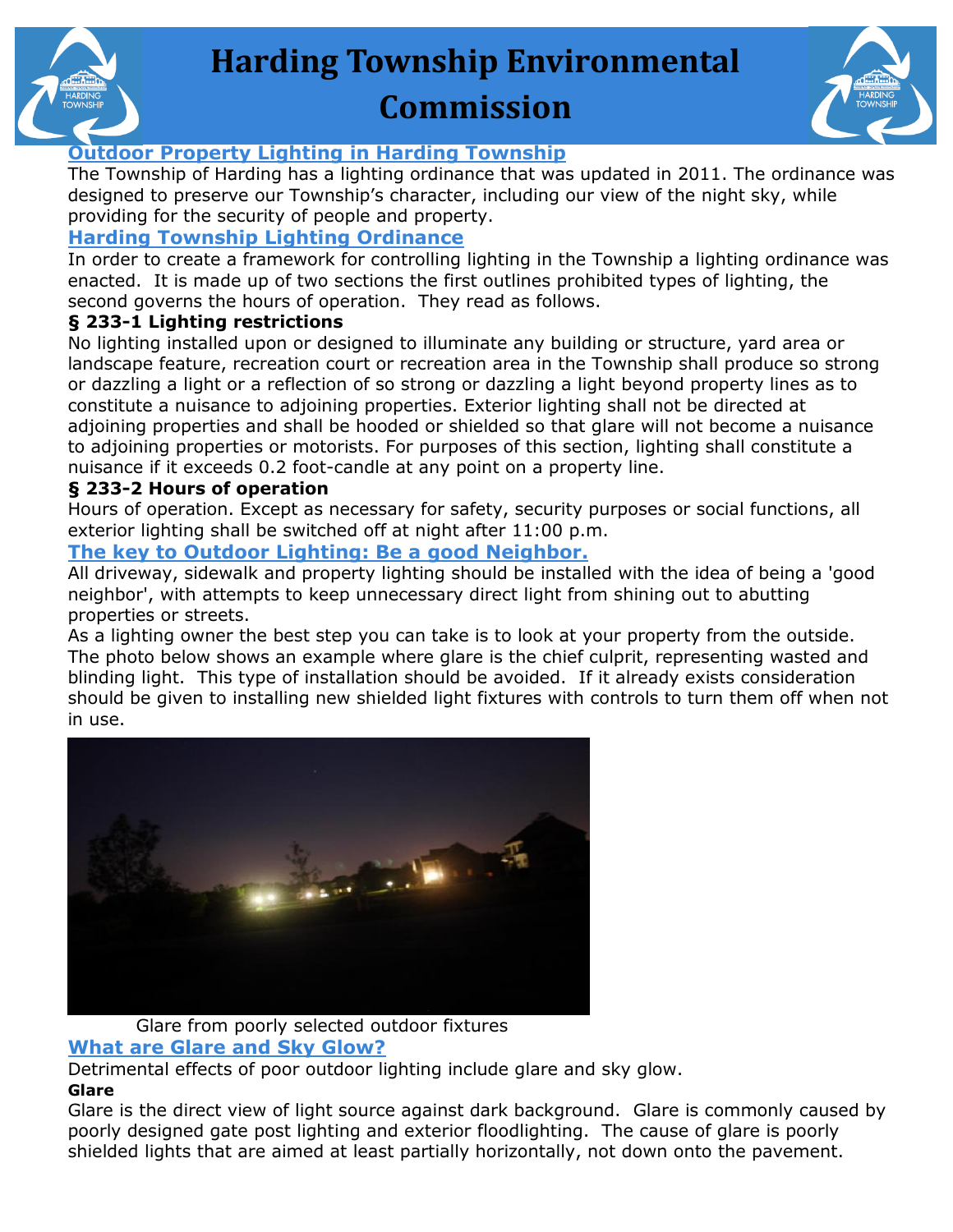# Harding Township Environmental Commission

## Outdoor Property Lighting in Harding Township

The Township of Harding has a lighting ordinance that was updated in 2011. The ordinance was designed to preserve our Township's character, including our view of the night sky, while providing for the security of people and property.

## Harding Township Lighting Ordinance

In order to create a framework for controlling lighting in the Township a lighting ordinance was enacted. It is made up of two sections the first outlines prohibited types of lighting, the second governs the hours of operation. They read as follows.

### § 233-1 Lighting restrictions

No lighting installed upon or designed to illuminate any building or structure, yard area or landscape feature, recreation court or recreation area in the Township shall produce so strong or dazzling a light or a reflection of so strong or dazzling a light beyond property lines as to constitute a nuisance to adjoining properties. Exterior lighting shall not be directed at adjoining properties and shall be hooded or shielded so that glare will not become a nuisance to adjoining properties or motorists. For purposes of this section, lighting shall constitute a nuisance if it exceeds 0.2 foot-candle at any point on a property line.

### § 233-2 Hours of operation

Hours of operation. Except as necessary for safety, security purposes or social functions, all exterior lighting shall be switched off at night after 11:00 p.m.

## The key to Outdoor Lighting: Be a good Neighbor.

All driveway, sidewalk and property lighting should be installed with the idea of being a 'good neighbor', with attempts to keep unnecessary direct light from shining out to abutting properties or streets.

As a lighting owner the best step you can take is to look at your property from the outside. The photo below shows an example where glare is the chief culprit, representing wasted and blinding light. This type of installation should be avoided. If it already exists consideration should be given to installing new shielded light fixtures with controls to turn them off when not in use.

Glare from poorly selected outdoor fixtures

## What are Glare and Sky Glow?

Detrimental effects of poor outdoor lighting include glare and sky glow.

**Glare**

Glare is the direct view of light source against dark background. Glare is commonly caused by poorly designed gate post lighting and exterior floodlighting. The cause of glare is poorly shielded lights that are aimed at least partially horizontally, not down onto the pavement.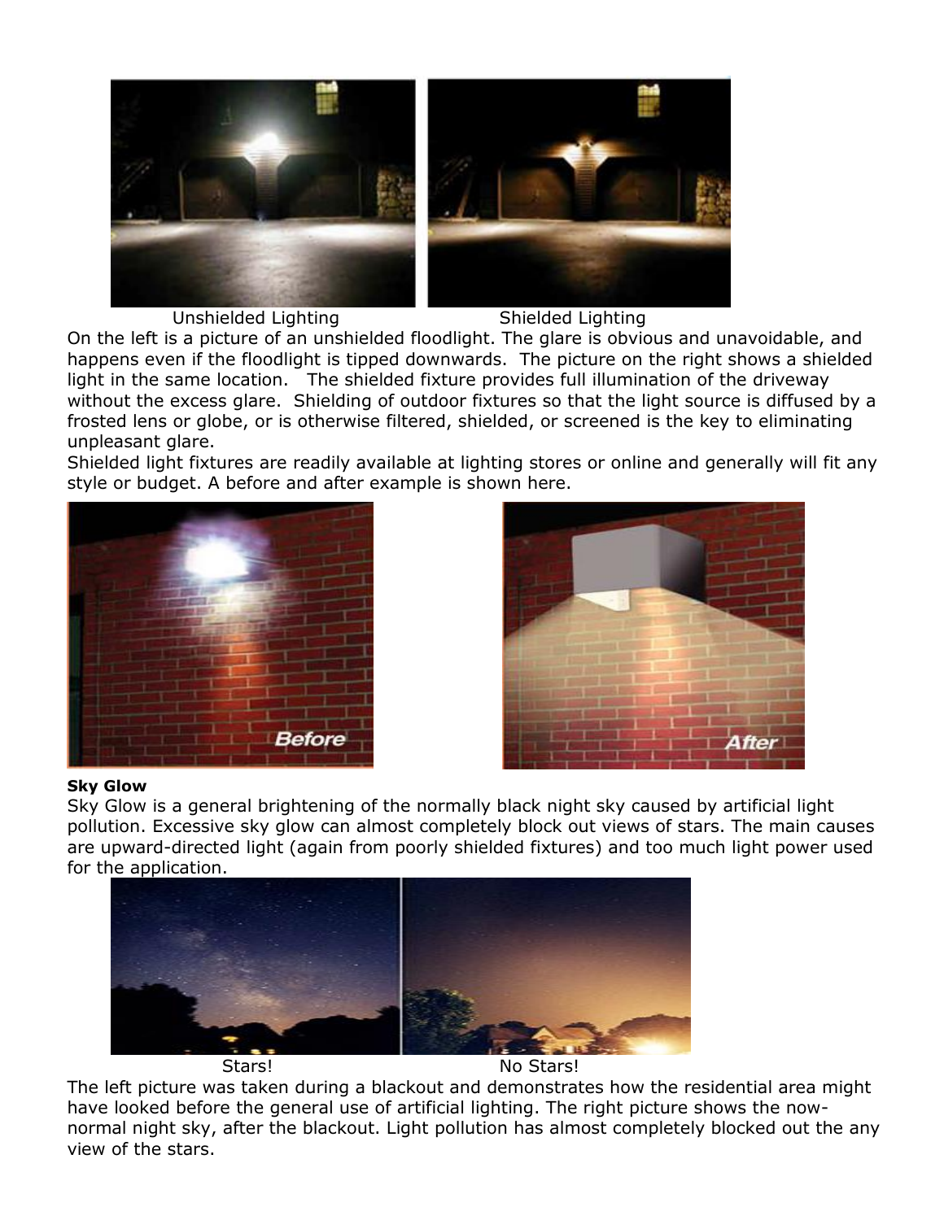Unshielded Lighting Shielded Lighting

On the left is a picture of an unshielded floodlight. The glare is obvious and unavoidable, and happens even if the floodlight is tipped downwards. The picture on the right shows a shielded light in the same location. The shielded fixture provides full illumination of the driveway without the excess glare. Shielding of outdoor fixtures so that the light source is diffused by a frosted lens or globe, or is otherwise filtered, shielded, or screened is the key to eliminating unpleasant glare.

Shielded light fixtures are readily available at lighting stores or online and generally will fit any style or budget. A before and after example is shown here.

Before

After

**Sky Glow**

Sky Glow is a general brightening of the normally black night sky caused by artificial light pollution. Excessive sky glow can almost completely block out views of stars. The main causes are upward-directed light (again from poorly shielded fixtures) and too much light power used for the application.

Stars! No Stars!

The left picture was taken during a blackout and demonstrates how the residential area might have looked before the general use of artificial lighting. The right picture shows the now-normal night sky, after the blackout. Light pollution has almost completely blocked out the any view of the stars.